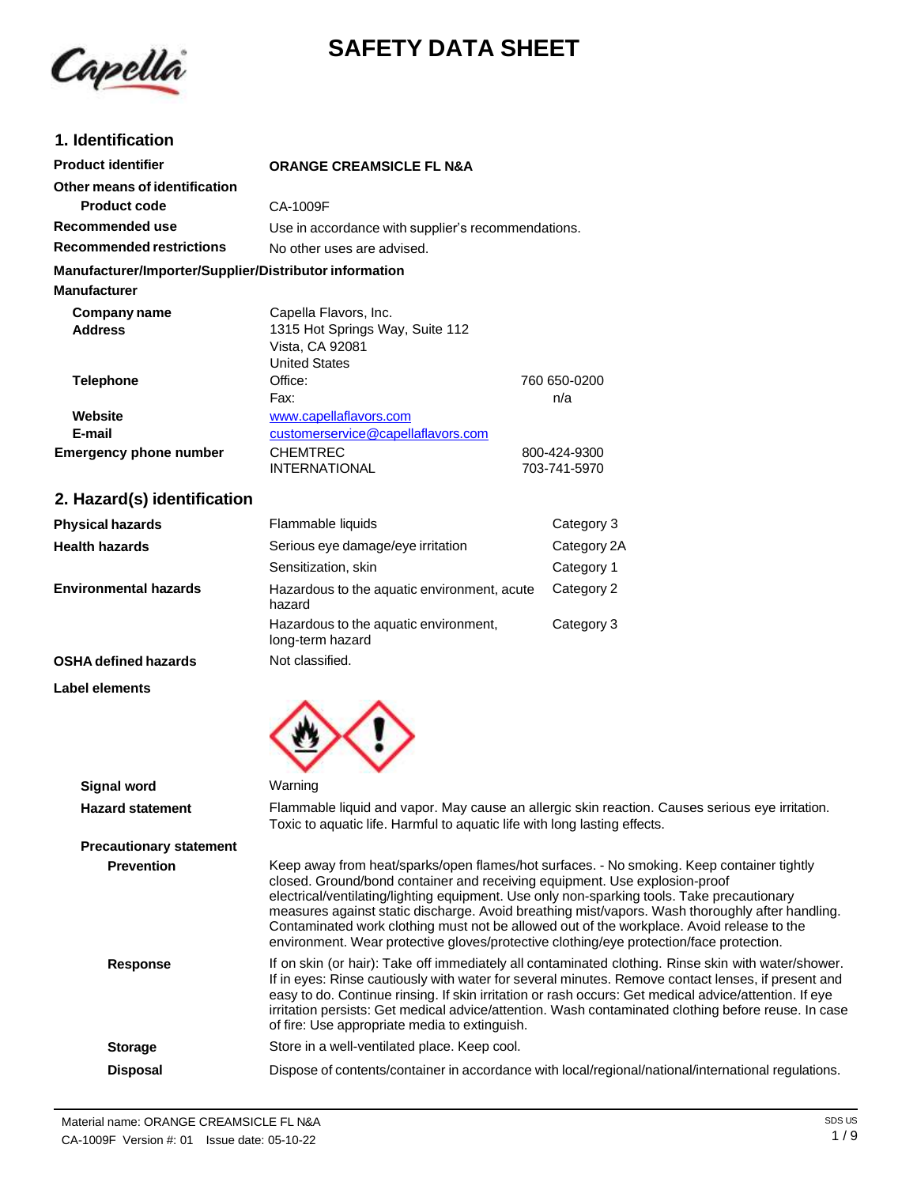# SAFETY DATA SHEET

## 1. Identification

| | | |
|---|---|---|
| **Product identifier** | **ORANGE CREAMSICLE FL N&A** | |
| **Other means of identification** | | |
| **Product code** | CA-1009F | |
| **Recommended use** | Use in accordance with supplier's recommendations. | |
| **Recommended restrictions** | No other uses are advised. | |

**Manufacturer/Importer/Supplier/Distributor information**

**Manufacturer**

| | | |
|---|---|---|
| **Company name** | Capella Flavors, Inc. | |
| **Address** | 1315 Hot Springs Way, Suite 112<br>Vista, CA 92081<br>United States | |
| **Telephone** | Office: | 760 650-0200 |
| | Fax: | n/a |
| **Website** | www.capellaflavors.com | |
| **E-mail** | customerservice@capellaflavors.com | |
| **Emergency phone number** | CHEMTREC | 800-424-9300 |
| | INTERNATIONAL | 703-741-5970 |

## 2. Hazard(s) identification

| | | |
|---|---|---|
| **Physical hazards** | Flammable liquids | Category 3 |
| **Health hazards** | Serious eye damage/eye irritation | Category 2A |
| | Sensitization, skin | Category 1 |
| **Environmental hazards** | Hazardous to the aquatic environment, acute hazard | Category 2 |
| | Hazardous to the aquatic environment, long-term hazard | Category 3 |
| **OSHA defined hazards** | Not classified. | |

**Label elements**

**Signal word** Warning

**Hazard statement** Flammable liquid and vapor. May cause an allergic skin reaction. Causes serious eye irritation. Toxic to aquatic life. Harmful to aquatic life with long lasting effects.

**Precautionary statement**

**Prevention** Keep away from heat/sparks/open flames/hot surfaces. - No smoking. Keep container tightly closed. Ground/bond container and receiving equipment. Use explosion-proof electrical/ventilating/lighting equipment. Use only non-sparking tools. Take precautionary measures against static discharge. Avoid breathing mist/vapors. Wash thoroughly after handling. Contaminated work clothing must not be allowed out of the workplace. Avoid release to the environment. Wear protective gloves/protective clothing/eye protection/face protection.

**Response** If on skin (or hair): Take off immediately all contaminated clothing. Rinse skin with water/shower. If in eyes: Rinse cautiously with water for several minutes. Remove contact lenses, if present and easy to do. Continue rinsing. If skin irritation or rash occurs: Get medical advice/attention. If eye irritation persists: Get medical advice/attention. Wash contaminated clothing before reuse. In case of fire: Use appropriate media to extinguish.

**Storage** Store in a well-ventilated place. Keep cool.

**Disposal** Dispose of contents/container in accordance with local/regional/national/international regulations.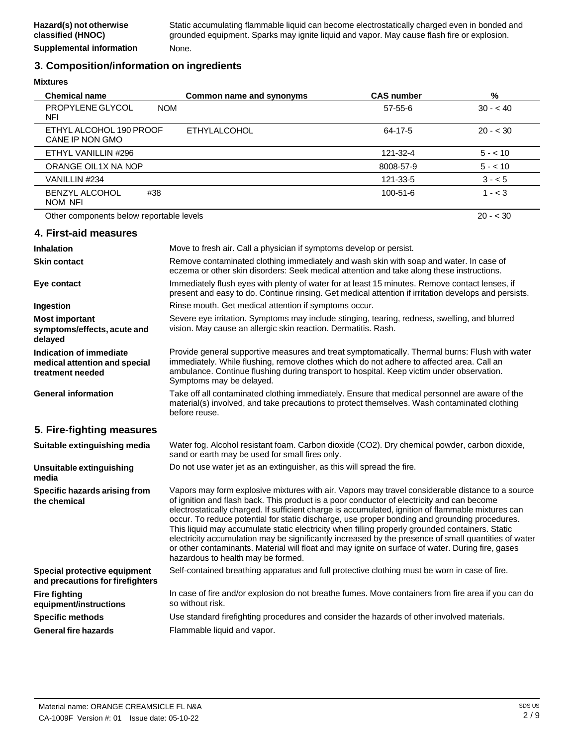| | |
|---|---|
| **Hazard(s) not otherwise classified (HNOC)** | Static accumulating flammable liquid can become electrostatically charged even in bonded and grounded equipment. Sparks may ignite liquid and vapor. May cause flash fire or explosion. |
| **Supplemental information** | None. |

## 3. Composition/information on ingredients

**Mixtures**

| Chemical name | Common name and synonyms | CAS number | % |
|---|---|---|---|
| PROPYLENE GLYCOL NOM NFI | | 57-55-6 | 30 - < 40 |
| ETHYL ALCOHOL 190 PROOF CANE IP NON GMO | ETHYLALCOHOL | 64-17-5 | 20 - < 30 |
| ETHYL VANILLIN #296 | | 121-32-4 | 5 - < 10 |
| ORANGE OIL1X NA NOP | | 8008-57-9 | 5 - < 10 |
| VANILLIN #234 | | 121-33-5 | 3 - < 5 |
| BENZYL ALCOHOL #38 NOM NFI | | 100-51-6 | 1 - < 3 |
| Other components below reportable levels | | | 20 - < 30 |

## 4. First-aid measures

| | |
|---|---|
| **Inhalation** | Move to fresh air. Call a physician if symptoms develop or persist. |
| **Skin contact** | Remove contaminated clothing immediately and wash skin with soap and water. In case of eczema or other skin disorders: Seek medical attention and take along these instructions. |
| **Eye contact** | Immediately flush eyes with plenty of water for at least 15 minutes. Remove contact lenses, if present and easy to do. Continue rinsing. Get medical attention if irritation develops and persists. |
| **Ingestion** | Rinse mouth. Get medical attention if symptoms occur. |
| **Most important symptoms/effects, acute and delayed** | Severe eye irritation. Symptoms may include stinging, tearing, redness, swelling, and blurred vision. May cause an allergic skin reaction. Dermatitis. Rash. |
| **Indication of immediate medical attention and special treatment needed** | Provide general supportive measures and treat symptomatically. Thermal burns: Flush with water immediately. While flushing, remove clothes which do not adhere to affected area. Call an ambulance. Continue flushing during transport to hospital. Keep victim under observation. Symptoms may be delayed. |
| **General information** | Take off all contaminated clothing immediately. Ensure that medical personnel are aware of the material(s) involved, and take precautions to protect themselves. Wash contaminated clothing before reuse. |

## 5. Fire-fighting measures

| | |
|---|---|
| **Suitable extinguishing media** | Water fog. Alcohol resistant foam. Carbon dioxide ($CO_2$). Dry chemical powder, carbon dioxide, sand or earth may be used for small fires only. |
| **Unsuitable extinguishing media** | Do not use water jet as an extinguisher, as this will spread the fire. |
| **Specific hazards arising from the chemical** | Vapors may form explosive mixtures with air. Vapors may travel considerable distance to a source of ignition and flash back. This product is a poor conductor of electricity and can become electrostatically charged. If sufficient charge is accumulated, ignition of flammable mixtures can occur. To reduce potential for static discharge, use proper bonding and grounding procedures. This liquid may accumulate static electricity when filling properly grounded containers. Static electricity accumulation may be significantly increased by the presence of small quantities of water or other contaminants. Material will float and may ignite on surface of water. During fire, gases hazardous to health may be formed. |
| **Special protective equipment and precautions for firefighters** | Self-contained breathing apparatus and full protective clothing must be worn in case of fire. |
| **Fire fighting equipment/instructions** | In case of fire and/or explosion do not breathe fumes. Move containers from fire area if you can do so without risk. |
| **Specific methods** | Use standard firefighting procedures and consider the hazards of other involved materials. |
| **General fire hazards** | Flammable liquid and vapor. |

Material name: ORANGE CREAMSICLE FL N&A

CA-1009F Version #: 01 Issue date: 05-10-22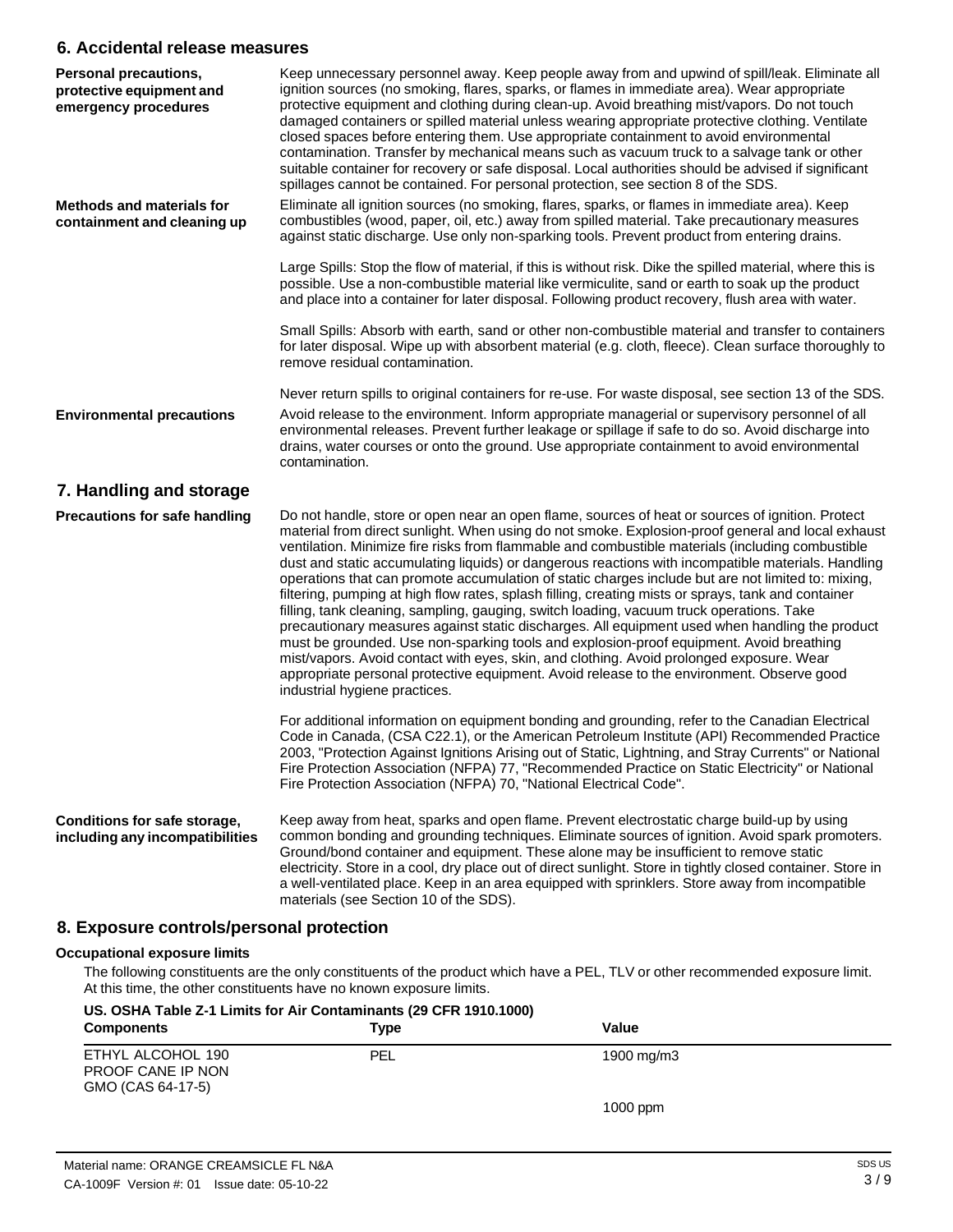## 6. Accidental release measures

**Personal precautions, protective equipment and emergency procedures**

Keep unnecessary personnel away. Keep people away from and upwind of spill/leak. Eliminate all ignition sources (no smoking, flares, sparks, or flames in immediate area). Wear appropriate protective equipment and clothing during clean-up. Avoid breathing mist/vapors. Do not touch damaged containers or spilled material unless wearing appropriate protective clothing. Ventilate closed spaces before entering them. Use appropriate containment to avoid environmental contamination. Transfer by mechanical means such as vacuum truck to a salvage tank or other suitable container for recovery or safe disposal. Local authorities should be advised if significant spillages cannot be contained. For personal protection, see section 8 of the SDS.

**Methods and materials for containment and cleaning up**

Eliminate all ignition sources (no smoking, flares, sparks, or flames in immediate area). Keep combustibles (wood, paper, oil, etc.) away from spilled material. Take precautionary measures against static discharge. Use only non-sparking tools. Prevent product from entering drains.

Large Spills: Stop the flow of material, if this is without risk. Dike the spilled material, where this is possible. Use a non-combustible material like vermiculite, sand or earth to soak up the product and place into a container for later disposal. Following product recovery, flush area with water.

Small Spills: Absorb with earth, sand or other non-combustible material and transfer to containers for later disposal. Wipe up with absorbent material (e.g. cloth, fleece). Clean surface thoroughly to remove residual contamination.

Never return spills to original containers for re-use. For waste disposal, see section 13 of the SDS.

**Environmental precautions**

Avoid release to the environment. Inform appropriate managerial or supervisory personnel of all environmental releases. Prevent further leakage or spillage if safe to do so. Avoid discharge into drains, water courses or onto the ground. Use appropriate containment to avoid environmental contamination.

## 7. Handling and storage

**Precautions for safe handling**

Do not handle, store or open near an open flame, sources of heat or sources of ignition. Protect material from direct sunlight. When using do not smoke. Explosion-proof general and local exhaust ventilation. Minimize fire risks from flammable and combustible materials (including combustible dust and static accumulating liquids) or dangerous reactions with incompatible materials. Handling operations that can promote accumulation of static charges include but are not limited to: mixing, filtering, pumping at high flow rates, splash filling, creating mists or sprays, tank and container filling, tank cleaning, sampling, gauging, switch loading, vacuum truck operations. Take precautionary measures against static discharges. All equipment used when handling the product must be grounded. Use non-sparking tools and explosion-proof equipment. Avoid breathing mist/vapors. Avoid contact with eyes, skin, and clothing. Avoid prolonged exposure. Wear appropriate personal protective equipment. Avoid release to the environment. Observe good industrial hygiene practices.

For additional information on equipment bonding and grounding, refer to the Canadian Electrical Code in Canada, (CSA C22.1), or the American Petroleum Institute (API) Recommended Practice 2003, "Protection Against Ignitions Arising out of Static, Lightning, and Stray Currents" or National Fire Protection Association (NFPA) 77, "Recommended Practice on Static Electricity" or National Fire Protection Association (NFPA) 70, "National Electrical Code".

**Conditions for safe storage, including any incompatibilities**

Keep away from heat, sparks and open flame. Prevent electrostatic charge build-up by using common bonding and grounding techniques. Eliminate sources of ignition. Avoid spark promoters. Ground/bond container and equipment. These alone may be insufficient to remove static electricity. Store in a cool, dry place out of direct sunlight. Store in tightly closed container. Store in a well-ventilated place. Keep in an area equipped with sprinklers. Store away from incompatible materials (see Section 10 of the SDS).

## 8. Exposure controls/personal protection

**Occupational exposure limits**

The following constituents are the only constituents of the product which have a PEL, TLV or other recommended exposure limit. At this time, the other constituents have no known exposure limits.

**US. OSHA Table Z-1 Limits for Air Contaminants (29 CFR 1910.1000)**

| Components | Type | Value |
|---|---|---|
| ETHYL ALCOHOL 190 PROOF CANE IP NON GMO (CAS 64-17-5) | PEL | 1900 mg/m3 |
| | | 1000 ppm |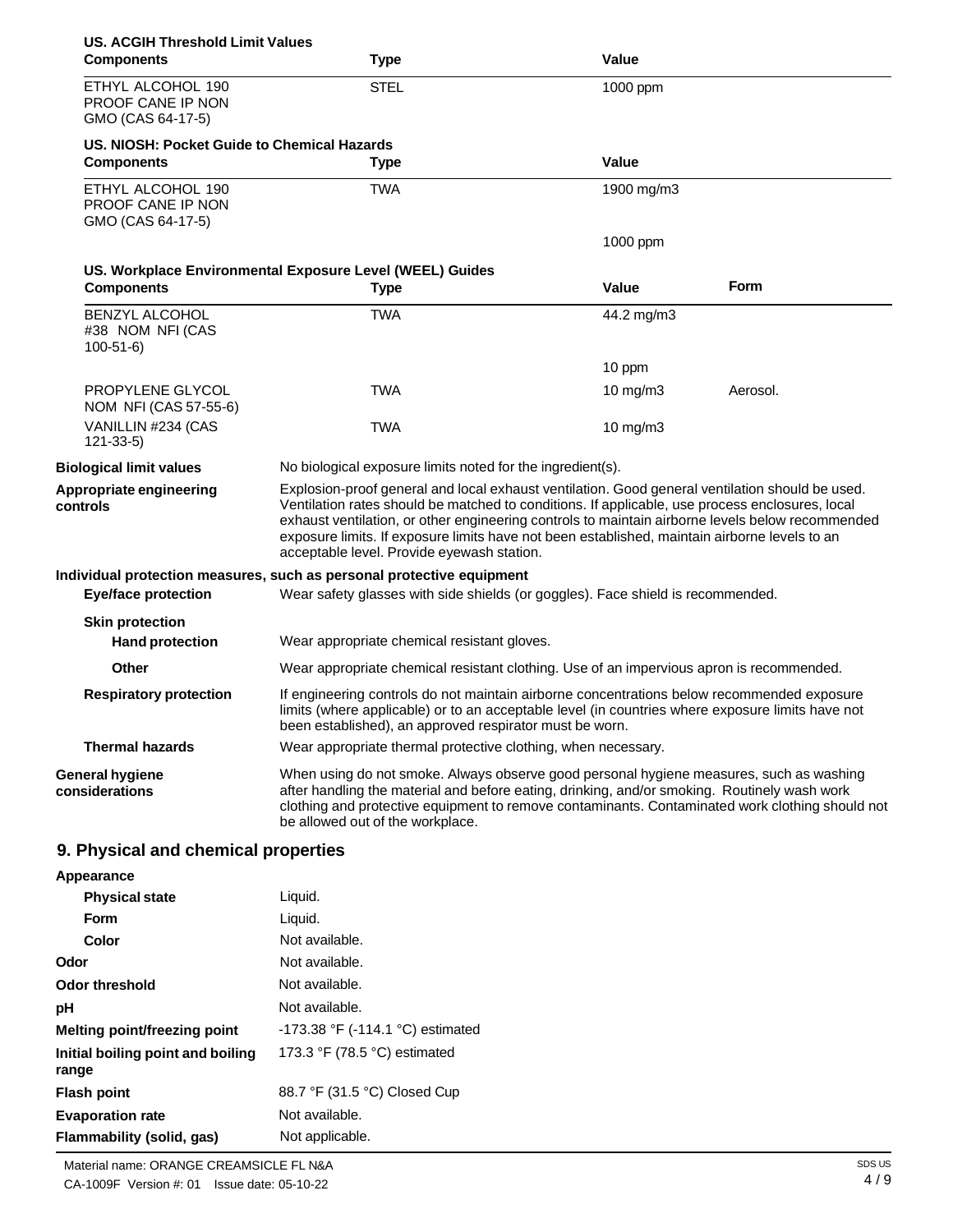**US. ACGIH Threshold Limit Values**

| Components | Type | Value |
|---|---|---|
| ETHYL ALCOHOL 190 PROOF CANE IP NON GMO (CAS 64-17-5) | STEL | 1000 ppm |

**US. NIOSH: Pocket Guide to Chemical Hazards**

| Components | Type | Value |
|---|---|---|
| ETHYL ALCOHOL 190 PROOF CANE IP NON GMO (CAS 64-17-5) | TWA | 1900 mg/m3 |
| | | 1000 ppm |

**US. Workplace Environmental Exposure Level (WEEL) Guides**

| Components | Type | Value | Form |
|---|---|---|---|
| BENZYL ALCOHOL #38 NOM NFI (CAS 100-51-6) | TWA | 44.2 mg/m3 | |
| | | 10 ppm | |
| PROPYLENE GLYCOL NOM NFI (CAS 57-55-6) | TWA | 10 mg/m3 | Aerosol. |
| VANILLIN #234 (CAS 121-33-5) | TWA | 10 mg/m3 | |

**Biological limit values**
No biological exposure limits noted for the ingredient(s).

**Appropriate engineering controls**
Explosion-proof general and local exhaust ventilation. Good general ventilation should be used. Ventilation rates should be matched to conditions. If applicable, use process enclosures, local exhaust ventilation, or other engineering controls to maintain airborne levels below recommended exposure limits. If exposure limits have not been established, maintain airborne levels to an acceptable level. Provide eyewash station.

**Individual protection measures, such as personal protective equipment**

**Eye/face protection**
Wear safety glasses with side shields (or goggles). Face shield is recommended.

**Skin protection**

**Hand protection**
Wear appropriate chemical resistant gloves.

**Other**
Wear appropriate chemical resistant clothing. Use of an impervious apron is recommended.

**Respiratory protection**
If engineering controls do not maintain airborne concentrations below recommended exposure limits (where applicable) or to an acceptable level (in countries where exposure limits have not been established), an approved respirator must be worn.

**Thermal hazards**
Wear appropriate thermal protective clothing, when necessary.

**General hygiene considerations**
When using do not smoke. Always observe good personal hygiene measures, such as washing after handling the material and before eating, drinking, and/or smoking. Routinely wash work clothing and protective equipment to remove contaminants. Contaminated work clothing should not be allowed out of the workplace.

## 9. Physical and chemical properties

| | |
|---|---|
| **Appearance** | |
| **Physical state** | Liquid. |
| **Form** | Liquid. |
| **Color** | Not available. |
| **Odor** | Not available. |
| **Odor threshold** | Not available. |
| **pH** | Not available. |
| **Melting point/freezing point** | -173.38 °F (-114.1 °C) estimated |
| **Initial boiling point and boiling range** | 173.3 °F (78.5 °C) estimated |
| **Flash point** | 88.7 °F (31.5 °C) Closed Cup |
| **Evaporation rate** | Not available. |
| **Flammability (solid, gas)** | Not applicable. |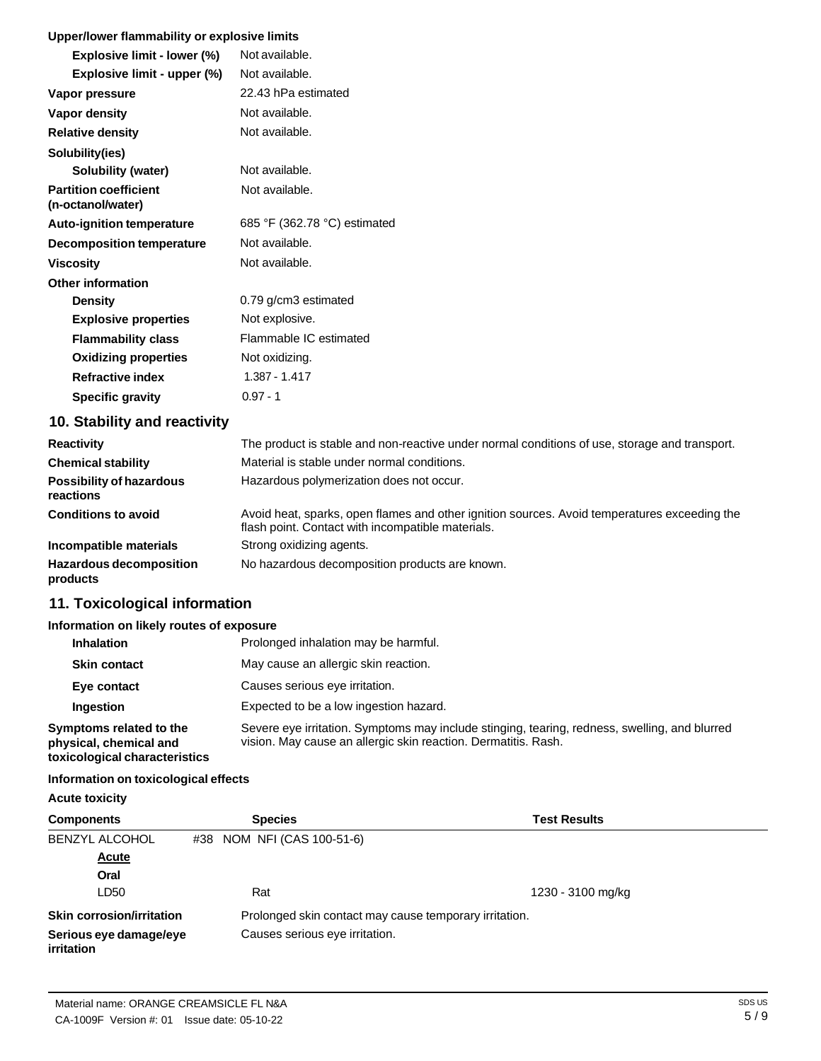**Upper/lower flammability or explosive limits**

| | |
|---|---|
| **Explosive limit - lower (%)** | Not available. |
| **Explosive limit - upper (%)** | Not available. |
| **Vapor pressure** | 22.43 hPa estimated |
| **Vapor density** | Not available. |
| **Relative density** | Not available. |
| **Solubility(ies)** | |
| **Solubility (water)** | Not available. |
| **Partition coefficient (n-octanol/water)** | Not available. |
| **Auto-ignition temperature** | 685 °F (362.78 °C) estimated |
| **Decomposition temperature** | Not available. |
| **Viscosity** | Not available. |
| **Other information** | |
| **Density** | 0.79 g/cm3 estimated |
| **Explosive properties** | Not explosive. |
| **Flammability class** | Flammable IC estimated |
| **Oxidizing properties** | Not oxidizing. |
| **Refractive index** | 1.387 - 1.417 |
| **Specific gravity** | 0.97 - 1 |

## 10. Stability and reactivity

| | |
|---|---|
| **Reactivity** | The product is stable and non-reactive under normal conditions of use, storage and transport. |
| **Chemical stability** | Material is stable under normal conditions. |
| **Possibility of hazardous reactions** | Hazardous polymerization does not occur. |
| **Conditions to avoid** | Avoid heat, sparks, open flames and other ignition sources. Avoid temperatures exceeding the flash point. Contact with incompatible materials. |
| **Incompatible materials** | Strong oxidizing agents. |
| **Hazardous decomposition products** | No hazardous decomposition products are known. |

## 11. Toxicological information

**Information on likely routes of exposure**

| | |
|---|---|
| **Inhalation** | Prolonged inhalation may be harmful. |
| **Skin contact** | May cause an allergic skin reaction. |
| **Eye contact** | Causes serious eye irritation. |
| **Ingestion** | Expected to be a low ingestion hazard. |
| **Symptoms related to the physical, chemical and toxicological characteristics** | Severe eye irritation. Symptoms may include stinging, tearing, redness, swelling, and blurred vision. May cause an allergic skin reaction. Dermatitis. Rash. |

**Information on toxicological effects**

**Acute toxicity**

| Components | Species | Test Results |
|---|---|---|
| BENZYL ALCOHOL #38 NOM NFI (CAS 100-51-6) | | |
| **Acute** | | |
| **Oral** | | |
| LD50 | Rat | 1230 - 3100 mg/kg |

| | |
|---|---|
| **Skin corrosion/irritation** | Prolonged skin contact may cause temporary irritation. |
| **Serious eye damage/eye irritation** | Causes serious eye irritation. |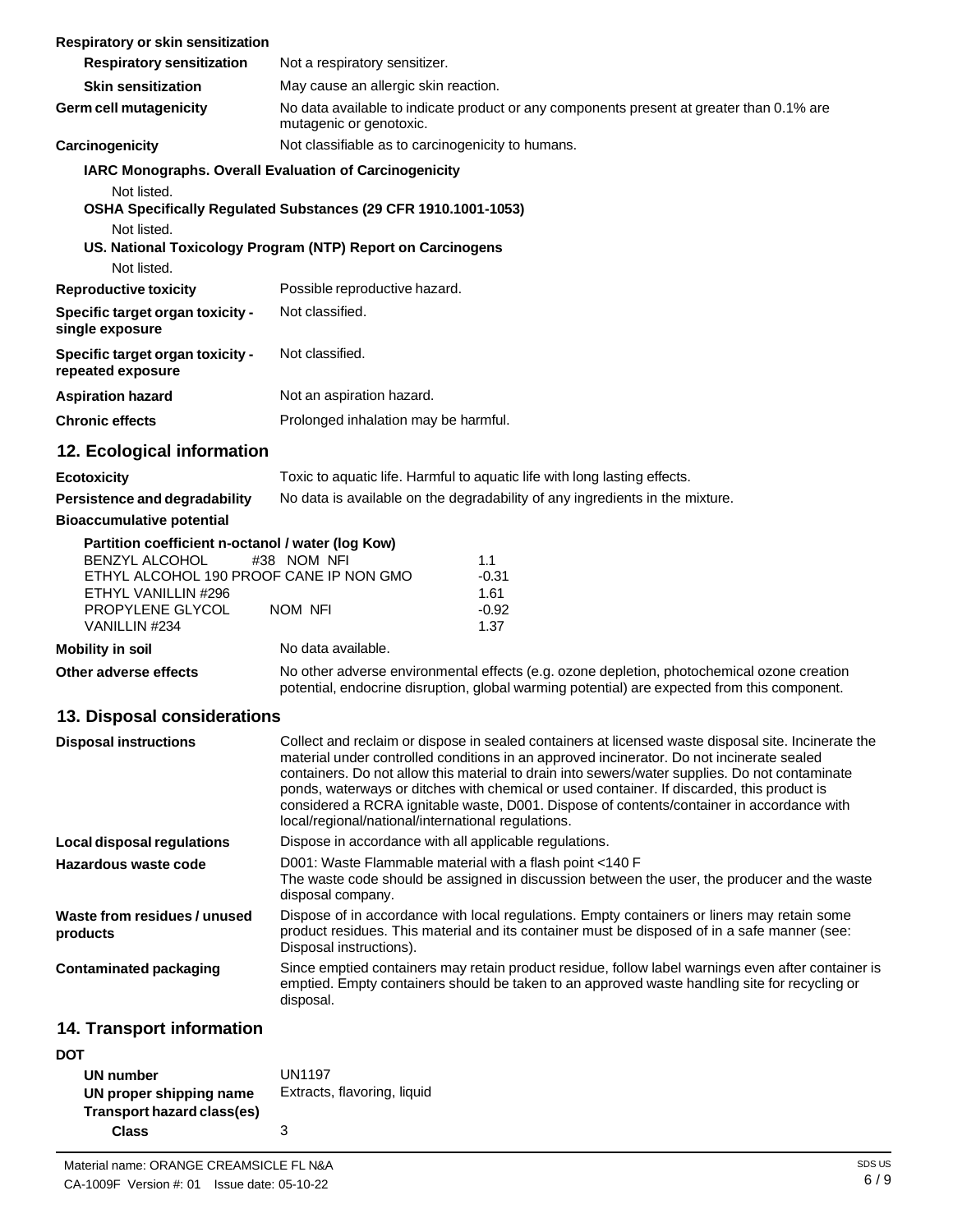**Respiratory or skin sensitization**

| | |
|---|---|
| **Respiratory sensitization** | Not a respiratory sensitizer. |
| **Skin sensitization** | May cause an allergic skin reaction. |
| **Germ cell mutagenicity** | No data available to indicate product or any components present at greater than 0.1% are mutagenic or genotoxic. |
| **Carcinogenicity** | Not classifiable as to carcinogenicity to humans. |

**IARC Monographs. Overall Evaluation of Carcinogenicity**

Not listed.

**OSHA Specifically Regulated Substances (29 CFR 1910.1001-1053)**

Not listed.

**US. National Toxicology Program (NTP) Report on Carcinogens**

Not listed.

| | |
|---|---|
| **Reproductive toxicity** | Possible reproductive hazard. |
| **Specific target organ toxicity - single exposure** | Not classified. |
| **Specific target organ toxicity - repeated exposure** | Not classified. |
| **Aspiration hazard** | Not an aspiration hazard. |
| **Chronic effects** | Prolonged inhalation may be harmful. |

## 12. Ecological information

| | |
|---|---|
| **Ecotoxicity** | Toxic to aquatic life. Harmful to aquatic life with long lasting effects. |
| **Persistence and degradability** | No data is available on the degradability of any ingredients in the mixture. |

**Bioaccumulative potential**

**Partition coefficient n-octanol / water (log Kow)**

| | |
|---|---|
| BENZYL ALCOHOL #38 NOM NFI | 1.1 |
| ETHYL ALCOHOL 190 PROOF CANE IP NON GMO | -0.31 |
| ETHYL VANILLIN #296 | 1.61 |
| PROPYLENE GLYCOL NOM NFI | -0.92 |
| VANILLIN #234 | 1.37 |

| | |
|---|---|
| **Mobility in soil** | No data available. |
| **Other adverse effects** | No other adverse environmental effects (e.g. ozone depletion, photochemical ozone creation potential, endocrine disruption, global warming potential) are expected from this component. |

## 13. Disposal considerations

| | |
|---|---|
| **Disposal instructions** | Collect and reclaim or dispose in sealed containers at licensed waste disposal site. Incinerate the material under controlled conditions in an approved incinerator. Do not incinerate sealed containers. Do not allow this material to drain into sewers/water supplies. Do not contaminate ponds, waterways or ditches with chemical or used container. If discarded, this product is considered a RCRA ignitable waste, D001. Dispose of contents/container in accordance with local/regional/national/international regulations. |
| **Local disposal regulations** | Dispose in accordance with all applicable regulations. |
| **Hazardous waste code** | D001: Waste Flammable material with a flash point <140 F<br>The waste code should be assigned in discussion between the user, the producer and the waste disposal company. |
| **Waste from residues / unused products** | Dispose of in accordance with local regulations. Empty containers or liners may retain some product residues. This material and its container must be disposed of in a safe manner (see: Disposal instructions). |
| **Contaminated packaging** | Since emptied containers may retain product residue, follow label warnings even after container is emptied. Empty containers should be taken to an approved waste handling site for recycling or disposal. |

## 14. Transport information

**DOT**

| | |
|---|---|
| **UN number** | UN1197 |
| **UN proper shipping name** | Extracts, flavoring, liquid |
| **Transport hazard class(es)** | |
| **Class** | 3 |

Material name: ORANGE CREAMSICLE FL N&A

CA-1009F Version #: 01 Issue date: 05-10-22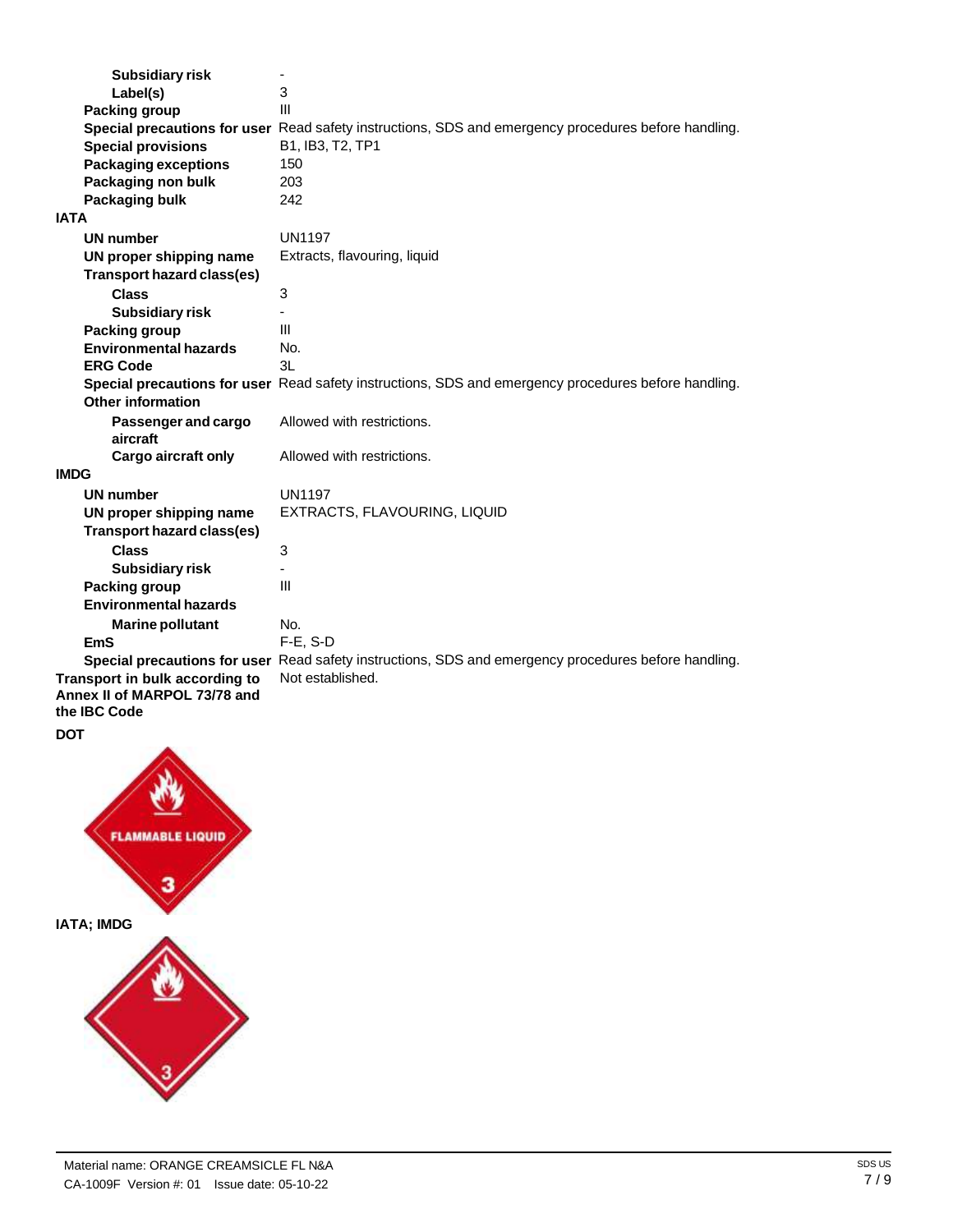| | |
|---|---|
| **Subsidiary risk** | - |
| **Label(s)** | 3 |
| **Packing group** | III |
| **Special precautions for user** | Read safety instructions, SDS and emergency procedures before handling. |
| **Special provisions** | B1, IB3, T2, TP1 |
| **Packaging exceptions** | 150 |
| **Packaging non bulk** | 203 |
| **Packaging bulk** | 242 |

**IATA**

| | |
|---|---|
| **UN number** | UN1197 |
| **UN proper shipping name** | Extracts, flavouring, liquid |
| **Transport hazard class(es)** | |
| **Class** | 3 |
| **Subsidiary risk** | - |
| **Packing group** | III |
| **Environmental hazards** | No. |
| **ERG Code** | 3L |
| **Special precautions for user** | Read safety instructions, SDS and emergency procedures before handling. |
| **Other information** | |
| **Passenger and cargo aircraft** | Allowed with restrictions. |
| **Cargo aircraft only** | Allowed with restrictions. |

**IMDG**

| | |
|---|---|
| **UN number** | UN1197 |
| **UN proper shipping name** | EXTRACTS, FLAVOURING, LIQUID |
| **Transport hazard class(es)** | |
| **Class** | 3 |
| **Subsidiary risk** | - |
| **Packing group** | III |
| **Environmental hazards** | |
| **Marine pollutant** | No. |
| **EmS** | F-E, S-D |
| **Special precautions for user** | Read safety instructions, SDS and emergency procedures before handling. |

| | |
|---|---|
| **Transport in bulk according to Annex II of MARPOL 73/78 and the IBC Code** | Not established. |

**DOT**

FLAMMABLE LIQUID

3

**IATA; IMDG**

3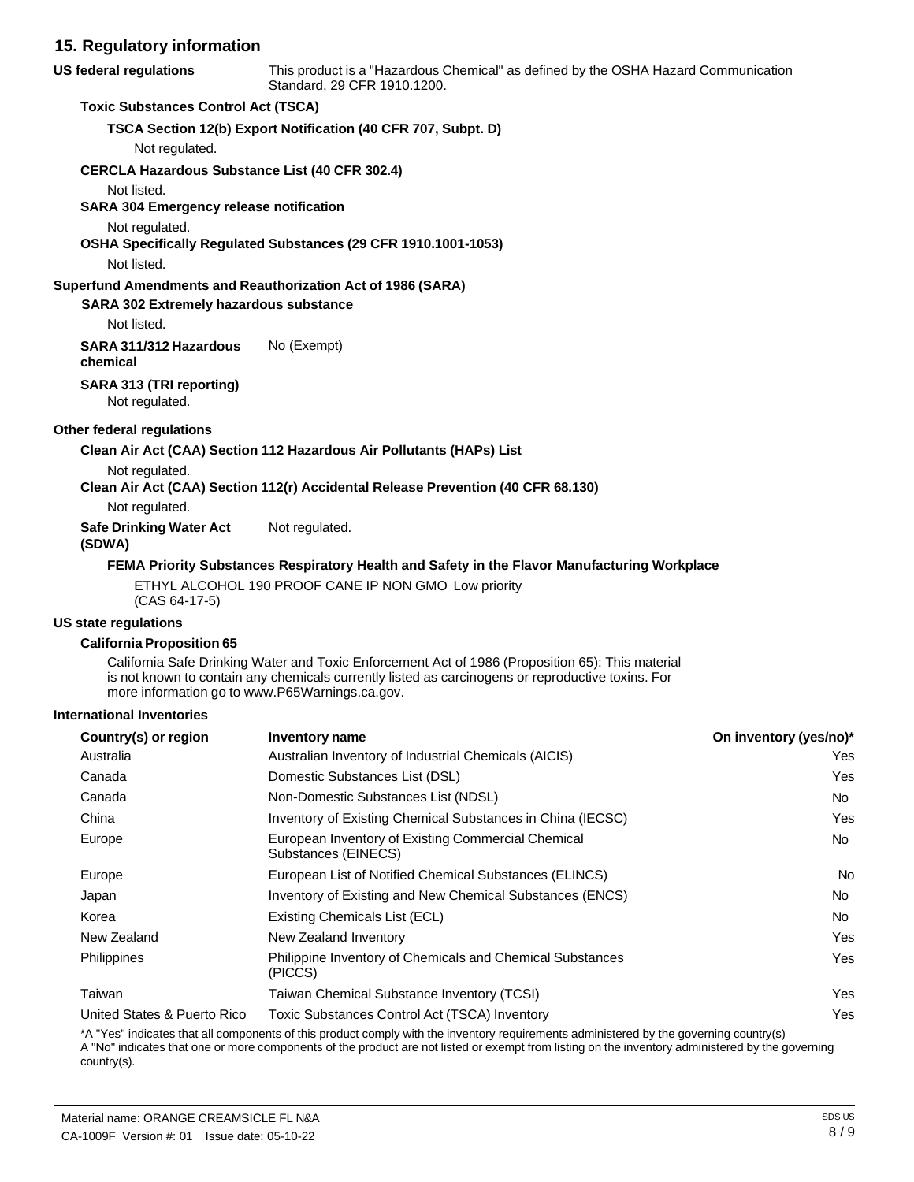## 15. Regulatory information

**US federal regulations** This product is a "Hazardous Chemical" as defined by the OSHA Hazard Communication Standard, 29 CFR 1910.1200.

**Toxic Substances Control Act (TSCA)**

**TSCA Section 12(b) Export Notification (40 CFR 707, Subpt. D)**

Not regulated.

**CERCLA Hazardous Substance List (40 CFR 302.4)**

Not listed.

**SARA 304 Emergency release notification**

Not regulated.

**OSHA Specifically Regulated Substances (29 CFR 1910.1001-1053)**

Not listed.

**Superfund Amendments and Reauthorization Act of 1986 (SARA)**

**SARA 302 Extremely hazardous substance**

Not listed.

**SARA 311/312 Hazardous chemical** No (Exempt)

**SARA 313 (TRI reporting)**

Not regulated.

**Other federal regulations**

**Clean Air Act (CAA) Section 112 Hazardous Air Pollutants (HAPs) List**

Not regulated.

**Clean Air Act (CAA) Section 112(r) Accidental Release Prevention (40 CFR 68.130)**

Not regulated.

**Safe Drinking Water Act (SDWA)** Not regulated.

**FEMA Priority Substances Respiratory Health and Safety in the Flavor Manufacturing Workplace**

ETHYL ALCOHOL 190 PROOF CANE IP NON GMO (CAS 64-17-5) Low priority

**US state regulations**

**California Proposition 65**

California Safe Drinking Water and Toxic Enforcement Act of 1986 (Proposition 65): This material is not known to contain any chemicals currently listed as carcinogens or reproductive toxins. For more information go to www.P65Warnings.ca.gov.

**International Inventories**

| Country(s) or region | Inventory name | On inventory (yes/no)* |
|---|---|---|
| Australia | Australian Inventory of Industrial Chemicals (AICIS) | Yes |
| Canada | Domestic Substances List (DSL) | Yes |
| Canada | Non-Domestic Substances List (NDSL) | No |
| China | Inventory of Existing Chemical Substances in China (IECSC) | Yes |
| Europe | European Inventory of Existing Commercial Chemical Substances (EINECS) | No |
| Europe | European List of Notified Chemical Substances (ELINCS) | No |
| Japan | Inventory of Existing and New Chemical Substances (ENCS) | No |
| Korea | Existing Chemicals List (ECL) | No |
| New Zealand | New Zealand Inventory | Yes |
| Philippines | Philippine Inventory of Chemicals and Chemical Substances (PICCS) | Yes |
| Taiwan | Taiwan Chemical Substance Inventory (TCSI) | Yes |
| United States & Puerto Rico | Toxic Substances Control Act (TSCA) Inventory | Yes |

*A "Yes" indicates that all components of this product comply with the inventory requirements administered by the governing country(s)
A "No" indicates that one or more components of the product are not listed or exempt from listing on the inventory administered by the governing country(s).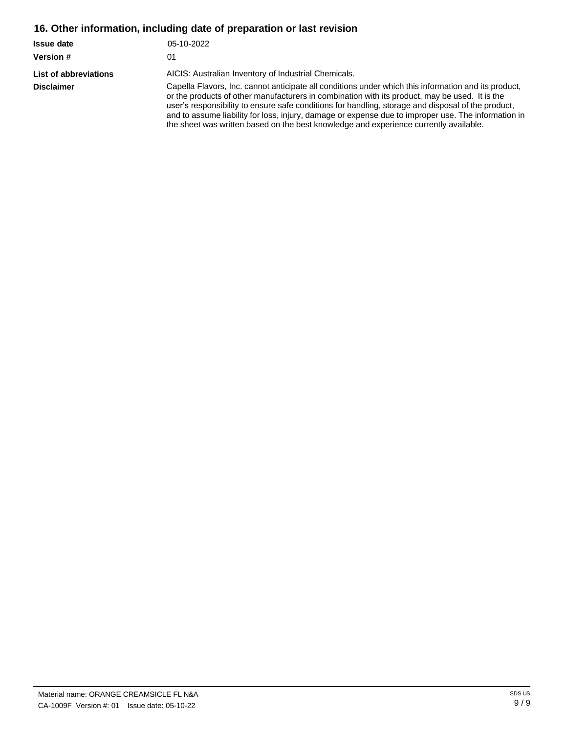## 16. Other information, including date of preparation or last revision

**Issue date** 05-10-2022

**Version #** 01

**List of abbreviations** AICIS: Australian Inventory of Industrial Chemicals.

**Disclaimer** Capella Flavors, Inc. cannot anticipate all conditions under which this information and its product, or the products of other manufacturers in combination with its product, may be used. It is the user's responsibility to ensure safe conditions for handling, storage and disposal of the product, and to assume liability for loss, injury, damage or expense due to improper use. The information in the sheet was written based on the best knowledge and experience currently available.